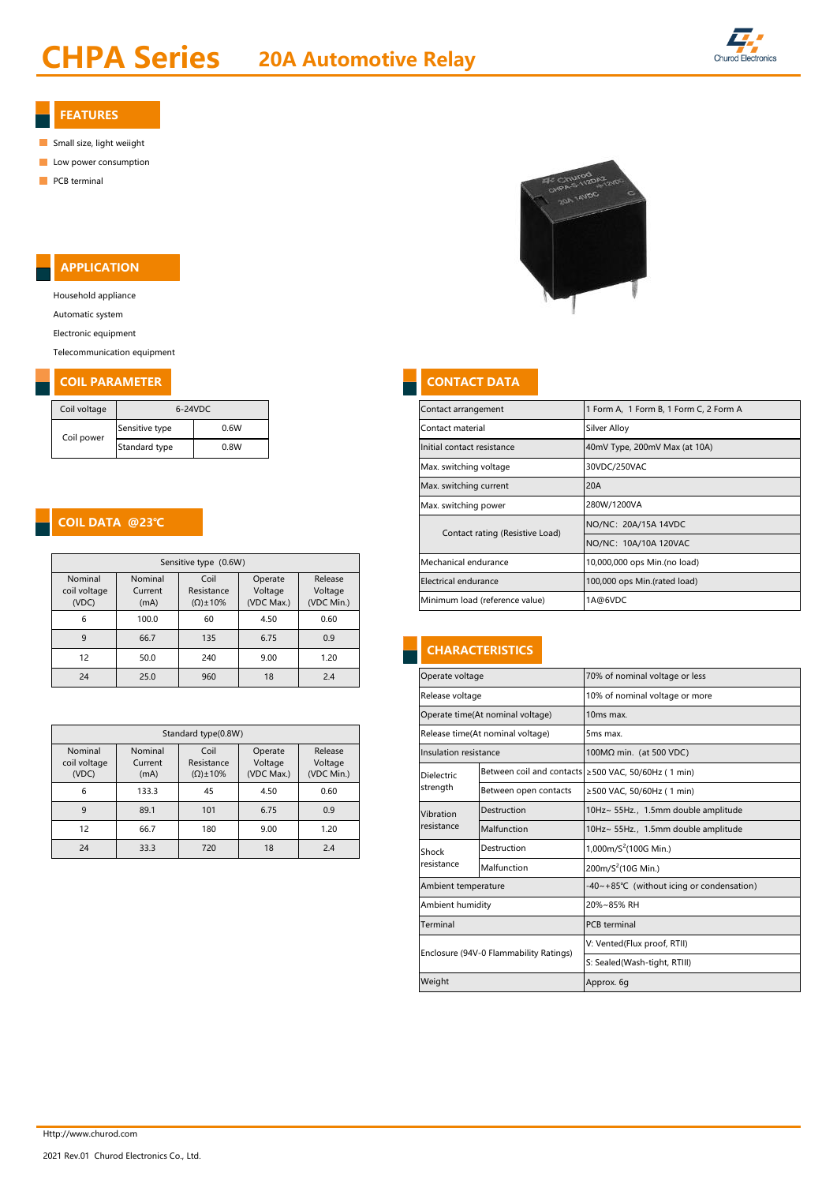# CHPA Series 20A Automotive Relay

## FEATURES

- Small size, light weiight
- Low power consumption
- PCB terminal

## APPLICATION

Household appliance

Automatic system

Electronic equipment

Telecommunication equipment

## COIL PARAMETER

| Coil voltage | 6-24VDC | |
|---|---|---|
| Coil power | Sensitive type | 0.6W |
| | Standard type | 0.8W |

## COIL DATA @23℃

| Sensitive type (0.6W) | | | | |
|---|---|---|---|---|
| Nominal coil voltage (VDC) | Nominal Current (mA) | Coil Resistance (Ω)±10% | Operate Voltage (VDC Max.) | Release Voltage (VDC Min.) |
| 6 | 100.0 | 60 | 4.50 | 0.60 |
| 9 | 66.7 | 135 | 6.75 | 0.9 |
| 12 | 50.0 | 240 | 9.00 | 1.20 |
| 24 | 25.0 | 960 | 18 | 2.4 |

| Standard type(0.8W) | | | | |
|---|---|---|---|---|
| Nominal coil voltage (VDC) | Nominal Current (mA) | Coil Resistance (Ω)±10% | Operate Voltage (VDC Max.) | Release Voltage (VDC Min.) |
| 6 | 133.3 | 45 | 4.50 | 0.60 |
| 9 | 89.1 | 101 | 6.75 | 0.9 |
| 12 | 66.7 | 180 | 9.00 | 1.20 |
| 24 | 33.3 | 720 | 18 | 2.4 |

## CONTACT DATA

| Contact arrangement | 1 Form A, 1 Form B, 1 Form C, 2 Form A |
|---|---|
| Contact material | Silver Alloy |
| Initial contact resistance | 40mV Type, 200mV Max (at 10A) |
| Max. switching voltage | 30VDC/250VAC |
| Max. switching current | 20A |
| Max. switching power | 280W/1200VA |
| Contact rating (Resistive Load) | NO/NC: 20A/15A 14VDC |
| | NO/NC: 10A/10A 120VAC |
| Mechanical endurance | 10,000,000 ops Min.(no load) |
| Electrical endurance | 100,000 ops Min.(rated load) |
| Minimum load (reference value) | 1A@6VDC |

## CHARACTERISTICS

| Operate voltage | | 70% of nominal voltage or less |
|---|---|---|
| Release voltage | | 10% of nominal voltage or more |
| Operate time(At nominal voltage) | | 10ms max. |
| Release time(At nominal voltage) | | 5ms max. |
| Insulation resistance | | 100MΩ min. (at 500 VDC) |
| Dielectric strength | Between coil and contacts | ≥500 VAC, 50/60Hz ( 1 min) |
| | Between open contacts | ≥500 VAC, 50/60Hz ( 1 min) |
| Vibration resistance | Destruction | 10Hz~ 55Hz., 1.5mm double amplitude |
| | Malfunction | 10Hz~ 55Hz., 1.5mm double amplitude |
| Shock resistance | Destruction | 1,000m/$S^2$(100G Min.) |
| | Malfunction | 200m/$S^2$(10G Min.) |
| Ambient temperature | | -40~+85℃ (without icing or condensation) |
| Ambient humidity | | 20%~85% RH |
| Terminal | | PCB terminal |
| Enclosure (94V-0 Flammability Ratings) | | V: Vented(Flux proof, RTII) |
| | | S: Sealed(Wash-tight, RTIII) |
| Weight | | Approx. 6g |

Http://www.churod.com

2021 Rev.01 Churod Electronics Co., Ltd.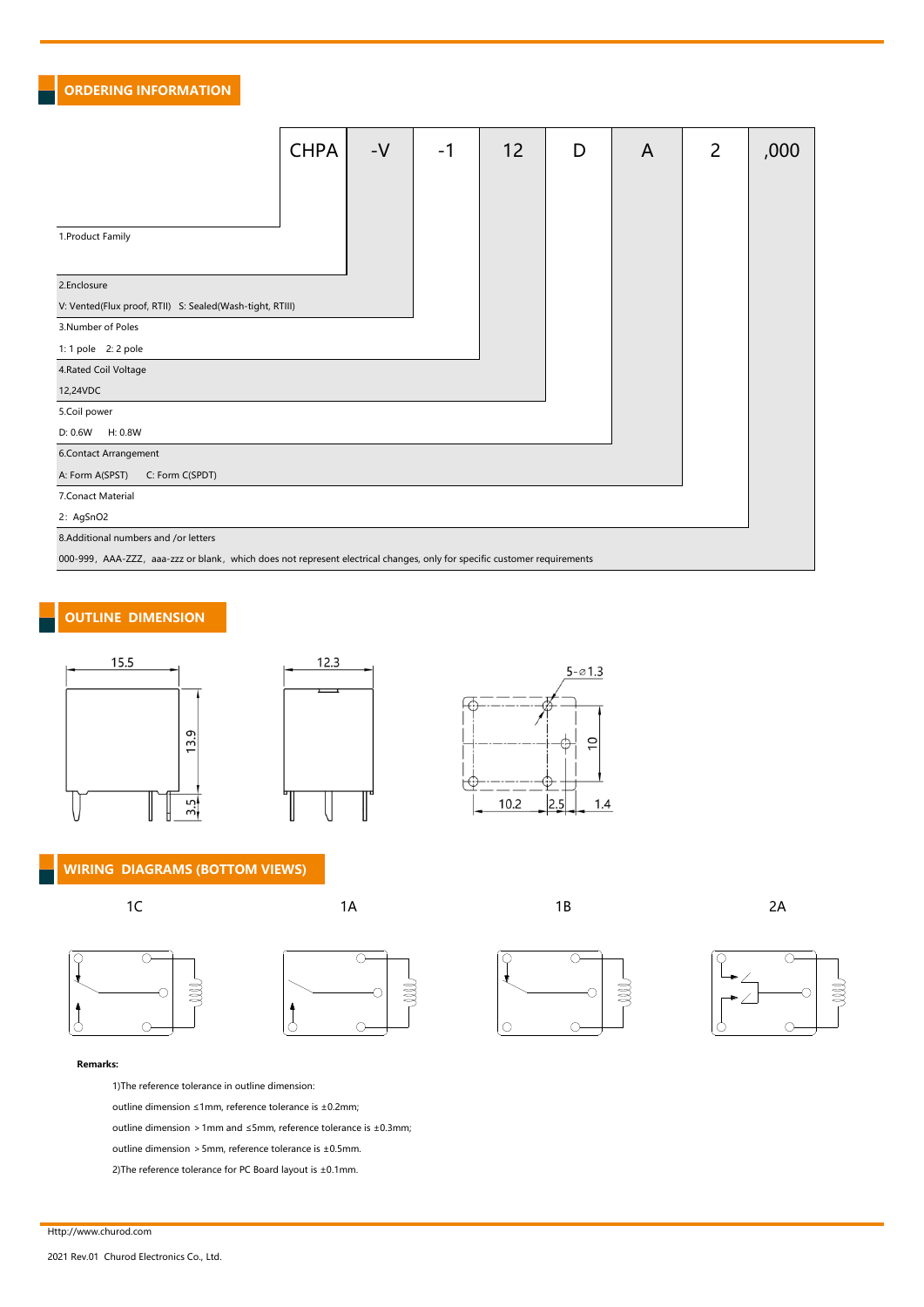## ORDERING INFORMATION

| CHPA | -V | -1 | 12 | D | A | 2 | ,000 |
|---|---|---|---|---|---|---|---|

1. Product Family
2. Enclosure
   V: Vented(Flux proof, RTII) S: Sealed(Wash-tight, RTIII)
3. Number of Poles
   1: 1 pole 2: 2 pole
4. Rated Coil Voltage
   12,24VDC
5. Coil power
   D: 0.6W H: 0.8W
6. Contact Arrangement
   A: Form A(SPST) C: Form C(SPDT)
7. Conact Material
   2：AgSnO2
8. Additional numbers and /or letters
   000-999，AAA-ZZZ，aaa-zzz or blank，which does not represent electrical changes, only for specific customer requirements

## OUTLINE DIMENSION

15.5, 13.9, 3.5, 12.3, 5-⌀1.3, 10, 10.2, 2.5, 1.4

## WIRING DIAGRAMS (BOTTOM VIEWS)

1C 1A 1B 2A

**Remarks:**

1)The reference tolerance in outline dimension:

outline dimension ≤1mm, reference tolerance is ±0.2mm;

outline dimension ＞1mm and ≤5mm, reference tolerance is ±0.3mm;

outline dimension ＞5mm, reference tolerance is ±0.5mm.

2)The reference tolerance for PC Board layout is ±0.1mm.

Http://www.churod.com

2021 Rev.01 Churod Electronics Co., Ltd.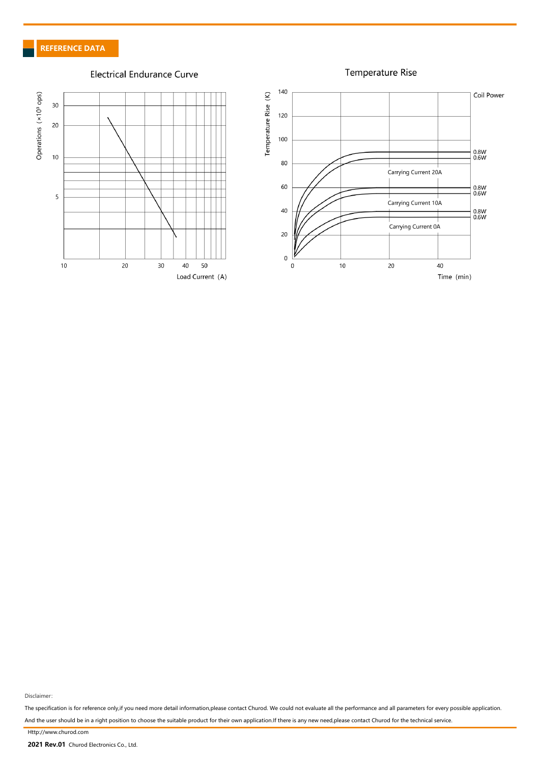## REFERENCE DATA

Electrical Endurance Curve

Operations（×10³ ops）

30
20
10
5

10
20
30
40
50

Load Current（A）

Temperature Rise

Temperature Rise（K）

140
120
100
80
60
40
20
0

0
10
20
40

Time（min）

Coil Power

0.8W
0.6W
Carrying Current 20A

0.8W
0.6W
Carrying Current 10A

0.8W
0.6W
Carrying Current 0A

Disclaimer:

The specification is for reference only,if you need more detail information,please contact Churod. We could not evaluate all the performance and all parameters for every possible application.

And the user should be in a right position to choose the suitable product for their own application.If there is any new need,please contact Churod for the technical service.

Http://www.churod.com

**2021 Rev.01** Churod Electronics Co., Ltd.